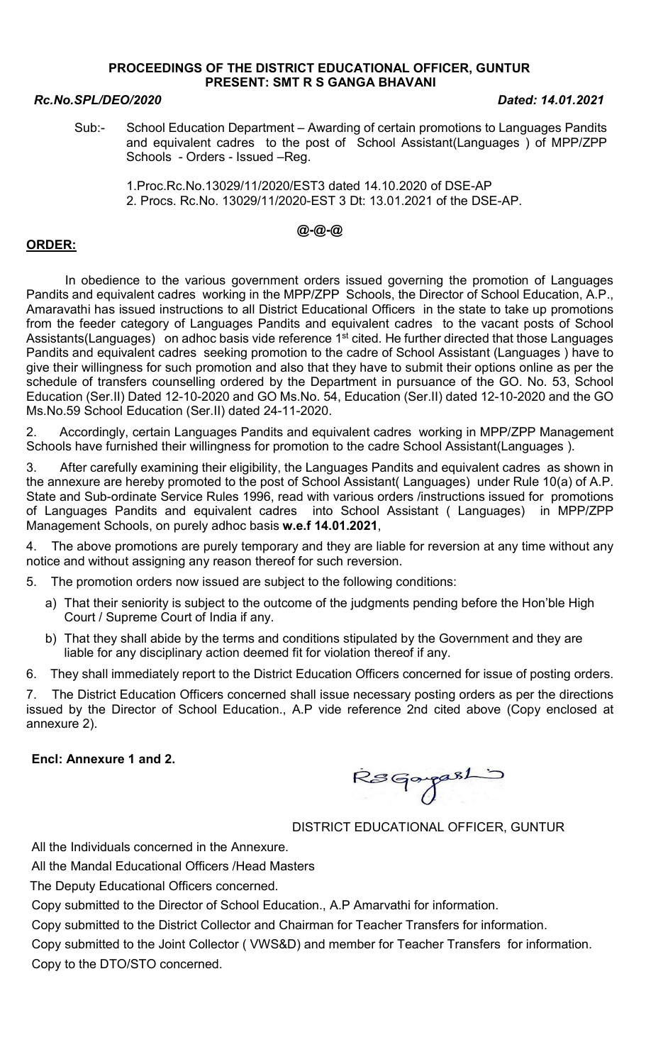**PROCEEDINGS OF THE DISTRICT EDUCATIONAL OFFICER, GUNTUR**
**PRESENT: SMT R S GANGA BHAVANI**

***Rc.No.SPL/DEO/2020*** ***Dated: 14.01.2021***

Sub:- School Education Department – Awarding of certain promotions to Languages Pandits and equivalent cadres to the post of School Assistant(Languages ) of MPP/ZPP Schools - Orders - Issued –Reg.

1.Proc.Rc.No.13029/11/2020/EST3 dated 14.10.2020 of DSE-AP
2. Procs. Rc.No. 13029/11/2020-EST 3 Dt: 13.01.2021 of the DSE-AP.

**@-@-@**

**ORDER:**

In obedience to the various government orders issued governing the promotion of Languages Pandits and equivalent cadres working in the MPP/ZPP Schools, the Director of School Education, A.P., Amaravathi has issued instructions to all District Educational Officers in the state to take up promotions from the feeder category of Languages Pandits and equivalent cadres to the vacant posts of School Assistants(Languages) on adhoc basis vide reference 1st cited. He further directed that those Languages Pandits and equivalent cadres seeking promotion to the cadre of School Assistant (Languages ) have to give their willingness for such promotion and also that they have to submit their options online as per the schedule of transfers counselling ordered by the Department in pursuance of the GO. No. 53, School Education (Ser.II) Dated 12-10-2020 and GO Ms.No. 54, Education (Ser.II) dated 12-10-2020 and the GO Ms.No.59 School Education (Ser.II) dated 24-11-2020.

2. Accordingly, certain Languages Pandits and equivalent cadres working in MPP/ZPP Management Schools have furnished their willingness for promotion to the cadre School Assistant(Languages ).

3. After carefully examining their eligibility, the Languages Pandits and equivalent cadres as shown in the annexure are hereby promoted to the post of School Assistant( Languages) under Rule 10(a) of A.P. State and Sub-ordinate Service Rules 1996, read with various orders /instructions issued for promotions of Languages Pandits and equivalent cadres into School Assistant ( Languages) in MPP/ZPP Management Schools, on purely adhoc basis **w.e.f 14.01.2021**,

4. The above promotions are purely temporary and they are liable for reversion at any time without any notice and without assigning any reason thereof for such reversion.

5. The promotion orders now issued are subject to the following conditions:

a) That their seniority is subject to the outcome of the judgments pending before the Hon'ble High Court / Supreme Court of India if any.

b) That they shall abide by the terms and conditions stipulated by the Government and they are liable for any disciplinary action deemed fit for violation thereof if any.

6. They shall immediately report to the District Education Officers concerned for issue of posting orders.

7. The District Education Officers concerned shall issue necessary posting orders as per the directions issued by the Director of School Education., A.P vide reference 2nd cited above (Copy enclosed at annexure 2).

**Encl: Annexure 1 and 2.**

RSGangaBL

DISTRICT EDUCATIONAL OFFICER, GUNTUR

All the Individuals concerned in the Annexure.

All the Mandal Educational Officers /Head Masters

The Deputy Educational Officers concerned.

Copy submitted to the Director of School Education., A.P Amarvathi for information.

Copy submitted to the District Collector and Chairman for Teacher Transfers for information.

Copy submitted to the Joint Collector ( VWS&D) and member for Teacher Transfers for information.

Copy to the DTO/STO concerned.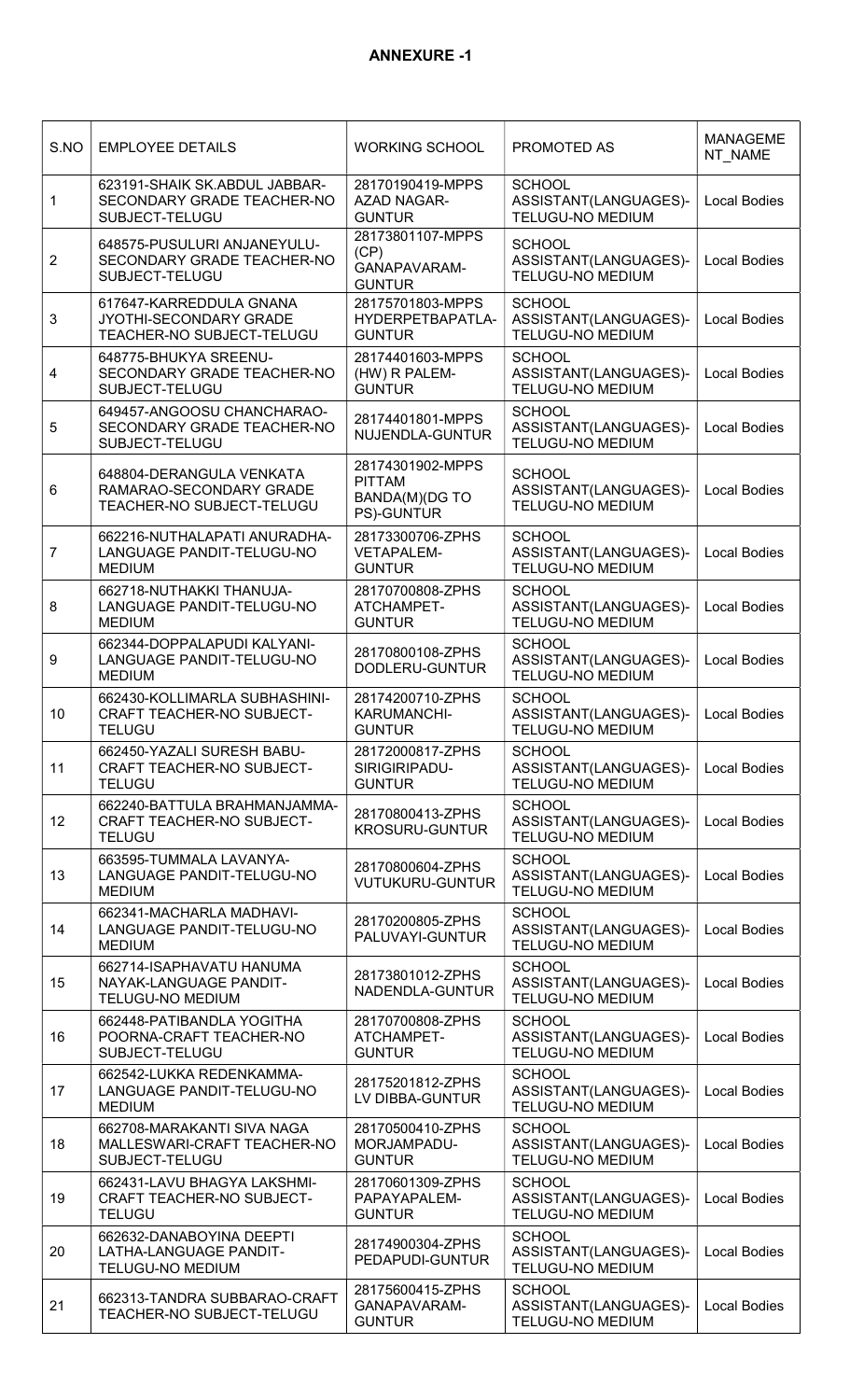## ANNEXURE -1

| S.NO | EMPLOYEE DETAILS | WORKING SCHOOL | PROMOTED AS | MANAGEMENT_NAME |
|---|---|---|---|---|
| 1 | 623191-SHAIK SK.ABDUL JABBAR-SECONDARY GRADE TEACHER-NO SUBJECT-TELUGU | 28170190419-MPPS AZAD NAGAR-GUNTUR | SCHOOL ASSISTANT(LANGUAGES)-TELUGU-NO MEDIUM | Local Bodies |
| 2 | 648575-PUSULURI ANJANEYULU-SECONDARY GRADE TEACHER-NO SUBJECT-TELUGU | 28173801107-MPPS (CP) GANAPAVARAM-GUNTUR | SCHOOL ASSISTANT(LANGUAGES)-TELUGU-NO MEDIUM | Local Bodies |
| 3 | 617647-KARREDDULA GNANA JYOTHI-SECONDARY GRADE TEACHER-NO SUBJECT-TELUGU | 28175701803-MPPS HYDERPETBAPATLA-GUNTUR | SCHOOL ASSISTANT(LANGUAGES)-TELUGU-NO MEDIUM | Local Bodies |
| 4 | 648775-BHUKYA SREENU-SECONDARY GRADE TEACHER-NO SUBJECT-TELUGU | 28174401603-MPPS (HW) R PALEM-GUNTUR | SCHOOL ASSISTANT(LANGUAGES)-TELUGU-NO MEDIUM | Local Bodies |
| 5 | 649457-ANGOOSU CHANCHARAO-SECONDARY GRADE TEACHER-NO SUBJECT-TELUGU | 28174401801-MPPS NUJENDLA-GUNTUR | SCHOOL ASSISTANT(LANGUAGES)-TELUGU-NO MEDIUM | Local Bodies |
| 6 | 648804-DERANGULA VENKATA RAMARAO-SECONDARY GRADE TEACHER-NO SUBJECT-TELUGU | 28174301902-MPPS PITTAM BANDA(M)(DG TO PS)-GUNTUR | SCHOOL ASSISTANT(LANGUAGES)-TELUGU-NO MEDIUM | Local Bodies |
| 7 | 662216-NUTHALAPATI ANURADHA-LANGUAGE PANDIT-TELUGU-NO MEDIUM | 28173300706-ZPHS VETAPALEM-GUNTUR | SCHOOL ASSISTANT(LANGUAGES)-TELUGU-NO MEDIUM | Local Bodies |
| 8 | 662718-NUTHAKKI THANUJA-LANGUAGE PANDIT-TELUGU-NO MEDIUM | 28170700808-ZPHS ATCHAMPET-GUNTUR | SCHOOL ASSISTANT(LANGUAGES)-TELUGU-NO MEDIUM | Local Bodies |
| 9 | 662344-DOPPALAPUDI KALYANI-LANGUAGE PANDIT-TELUGU-NO MEDIUM | 28170800108-ZPHS DODLERU-GUNTUR | SCHOOL ASSISTANT(LANGUAGES)-TELUGU-NO MEDIUM | Local Bodies |
| 10 | 662430-KOLLIMARLA SUBHASHINI-CRAFT TEACHER-NO SUBJECT-TELUGU | 28174200710-ZPHS KARUMANCHI-GUNTUR | SCHOOL ASSISTANT(LANGUAGES)-TELUGU-NO MEDIUM | Local Bodies |
| 11 | 662450-YAZALI SURESH BABU-CRAFT TEACHER-NO SUBJECT-TELUGU | 28172000817-ZPHS SIRIGIRIPADU-GUNTUR | SCHOOL ASSISTANT(LANGUAGES)-TELUGU-NO MEDIUM | Local Bodies |
| 12 | 662240-BATTULA BRAHMANJAMMA-CRAFT TEACHER-NO SUBJECT-TELUGU | 28170800413-ZPHS KROSURU-GUNTUR | SCHOOL ASSISTANT(LANGUAGES)-TELUGU-NO MEDIUM | Local Bodies |
| 13 | 663595-TUMMALA LAVANYA-LANGUAGE PANDIT-TELUGU-NO MEDIUM | 28170800604-ZPHS VUTUKURU-GUNTUR | SCHOOL ASSISTANT(LANGUAGES)-TELUGU-NO MEDIUM | Local Bodies |
| 14 | 662341-MACHARLA MADHAVI-LANGUAGE PANDIT-TELUGU-NO MEDIUM | 28170200805-ZPHS PALUVAYI-GUNTUR | SCHOOL ASSISTANT(LANGUAGES)-TELUGU-NO MEDIUM | Local Bodies |
| 15 | 662714-ISAPHAVATU HANUMA NAYAK-LANGUAGE PANDIT-TELUGU-NO MEDIUM | 28173801012-ZPHS NADENDLA-GUNTUR | SCHOOL ASSISTANT(LANGUAGES)-TELUGU-NO MEDIUM | Local Bodies |
| 16 | 662448-PATIBANDLA YOGITHA POORNA-CRAFT TEACHER-NO SUBJECT-TELUGU | 28170700808-ZPHS ATCHAMPET-GUNTUR | SCHOOL ASSISTANT(LANGUAGES)-TELUGU-NO MEDIUM | Local Bodies |
| 17 | 662542-LUKKA REDENKAMMA-LANGUAGE PANDIT-TELUGU-NO MEDIUM | 28175201812-ZPHS LV DIBBA-GUNTUR | SCHOOL ASSISTANT(LANGUAGES)-TELUGU-NO MEDIUM | Local Bodies |
| 18 | 662708-MARAKANTI SIVA NAGA MALLESWARI-CRAFT TEACHER-NO SUBJECT-TELUGU | 28170500410-ZPHS MORJAMPADU-GUNTUR | SCHOOL ASSISTANT(LANGUAGES)-TELUGU-NO MEDIUM | Local Bodies |
| 19 | 662431-LAVU BHAGYA LAKSHMI-CRAFT TEACHER-NO SUBJECT-TELUGU | 28170601309-ZPHS PAPAYAPALEM-GUNTUR | SCHOOL ASSISTANT(LANGUAGES)-TELUGU-NO MEDIUM | Local Bodies |
| 20 | 662632-DANABOYINA DEEPTI LATHA-LANGUAGE PANDIT-TELUGU-NO MEDIUM | 28174900304-ZPHS PEDAPUDI-GUNTUR | SCHOOL ASSISTANT(LANGUAGES)-TELUGU-NO MEDIUM | Local Bodies |
| 21 | 662313-TANDRA SUBBARAO-CRAFT TEACHER-NO SUBJECT-TELUGU | 28175600415-ZPHS GANAPAVARAM-GUNTUR | SCHOOL ASSISTANT(LANGUAGES)-TELUGU-NO MEDIUM | Local Bodies |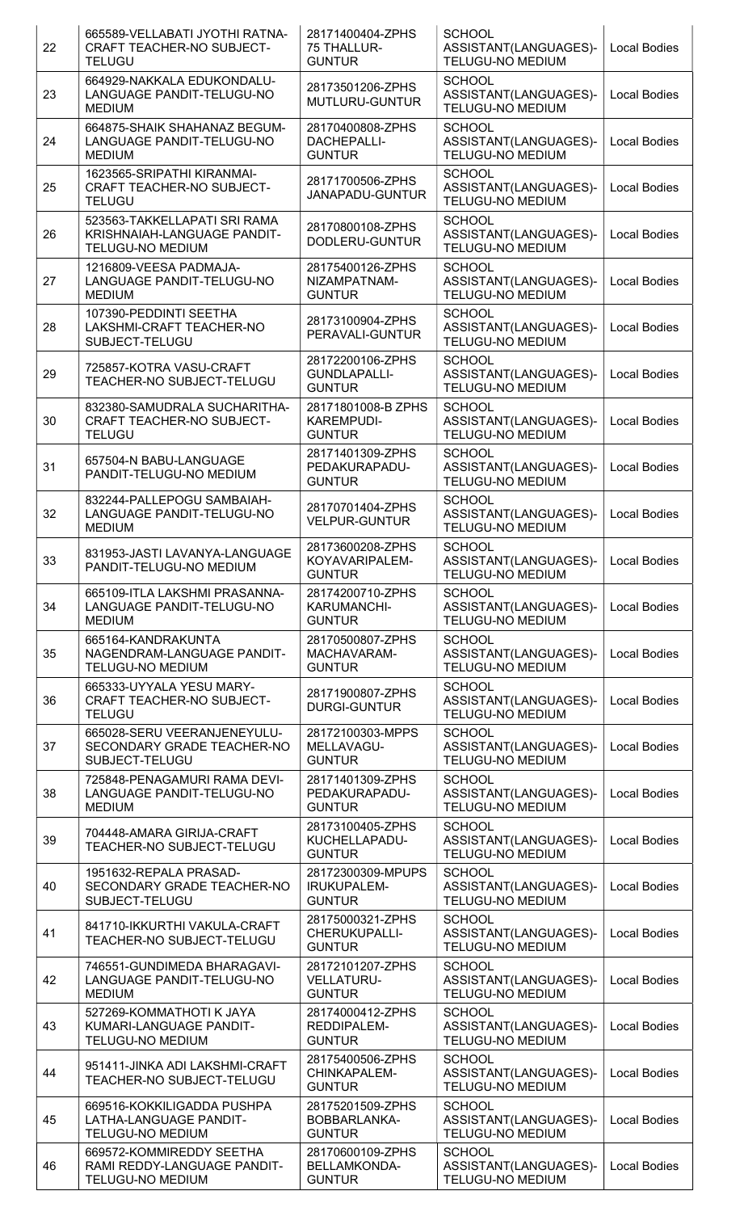| 22 | 665589-VELLABATI JYOTHI RATNA-CRAFT TEACHER-NO SUBJECT-TELUGU | 28171400404-ZPHS 75 THALLUR-GUNTUR | SCHOOL ASSISTANT(LANGUAGES)-TELUGU-NO MEDIUM | Local Bodies |
|---|---|---|---|---|
| 23 | 664929-NAKKALA EDUKONDALU-LANGUAGE PANDIT-TELUGU-NO MEDIUM | 28173501206-ZPHS MUTLURU-GUNTUR | SCHOOL ASSISTANT(LANGUAGES)-TELUGU-NO MEDIUM | Local Bodies |
| 24 | 664875-SHAIK SHAHANAZ BEGUM-LANGUAGE PANDIT-TELUGU-NO MEDIUM | 28170400808-ZPHS DACHEPALLI-GUNTUR | SCHOOL ASSISTANT(LANGUAGES)-TELUGU-NO MEDIUM | Local Bodies |
| 25 | 1623565-SRIPATHI KIRANMAI-CRAFT TEACHER-NO SUBJECT-TELUGU | 28171700506-ZPHS JANAPADU-GUNTUR | SCHOOL ASSISTANT(LANGUAGES)-TELUGU-NO MEDIUM | Local Bodies |
| 26 | 523563-TAKKELLAPATI SRI RAMA KRISHNAIAH-LANGUAGE PANDIT-TELUGU-NO MEDIUM | 28170800108-ZPHS DODLERU-GUNTUR | SCHOOL ASSISTANT(LANGUAGES)-TELUGU-NO MEDIUM | Local Bodies |
| 27 | 1216809-VEESA PADMAJA-LANGUAGE PANDIT-TELUGU-NO MEDIUM | 28175400126-ZPHS NIZAMPATNAM-GUNTUR | SCHOOL ASSISTANT(LANGUAGES)-TELUGU-NO MEDIUM | Local Bodies |
| 28 | 107390-PEDDINTI SEETHA LAKSHMI-CRAFT TEACHER-NO SUBJECT-TELUGU | 28173100904-ZPHS PERAVALI-GUNTUR | SCHOOL ASSISTANT(LANGUAGES)-TELUGU-NO MEDIUM | Local Bodies |
| 29 | 725857-KOTRA VASU-CRAFT TEACHER-NO SUBJECT-TELUGU | 28172200106-ZPHS GUNDLAPALLI-GUNTUR | SCHOOL ASSISTANT(LANGUAGES)-TELUGU-NO MEDIUM | Local Bodies |
| 30 | 832380-SAMUDRALA SUCHARITHA-CRAFT TEACHER-NO SUBJECT-TELUGU | 28171801008-B ZPHS KAREMPUDI-GUNTUR | SCHOOL ASSISTANT(LANGUAGES)-TELUGU-NO MEDIUM | Local Bodies |
| 31 | 657504-N BABU-LANGUAGE PANDIT-TELUGU-NO MEDIUM | 28171401309-ZPHS PEDAKURAPADU-GUNTUR | SCHOOL ASSISTANT(LANGUAGES)-TELUGU-NO MEDIUM | Local Bodies |
| 32 | 832244-PALLEPOGU SAMBAIAH-LANGUAGE PANDIT-TELUGU-NO MEDIUM | 28170701404-ZPHS VELPUR-GUNTUR | SCHOOL ASSISTANT(LANGUAGES)-TELUGU-NO MEDIUM | Local Bodies |
| 33 | 831953-JASTI LAVANYA-LANGUAGE PANDIT-TELUGU-NO MEDIUM | 28173600208-ZPHS KOYAVARIPALEM-GUNTUR | SCHOOL ASSISTANT(LANGUAGES)-TELUGU-NO MEDIUM | Local Bodies |
| 34 | 665109-ITLA LAKSHMI PRASANNA-LANGUAGE PANDIT-TELUGU-NO MEDIUM | 28174200710-ZPHS KARUMANCHI-GUNTUR | SCHOOL ASSISTANT(LANGUAGES)-TELUGU-NO MEDIUM | Local Bodies |
| 35 | 665164-KANDRAKUNTA NAGENDRAM-LANGUAGE PANDIT-TELUGU-NO MEDIUM | 28170500807-ZPHS MACHAVARAM-GUNTUR | SCHOOL ASSISTANT(LANGUAGES)-TELUGU-NO MEDIUM | Local Bodies |
| 36 | 665333-UYYALA YESU MARY-CRAFT TEACHER-NO SUBJECT-TELUGU | 28171900807-ZPHS DURGI-GUNTUR | SCHOOL ASSISTANT(LANGUAGES)-TELUGU-NO MEDIUM | Local Bodies |
| 37 | 665028-SERU VEERANJENEYULU-SECONDARY GRADE TEACHER-NO SUBJECT-TELUGU | 28172100303-MPPS MELLAVAGU-GUNTUR | SCHOOL ASSISTANT(LANGUAGES)-TELUGU-NO MEDIUM | Local Bodies |
| 38 | 725848-PENAGAMURI RAMA DEVI-LANGUAGE PANDIT-TELUGU-NO MEDIUM | 28171401309-ZPHS PEDAKURAPADU-GUNTUR | SCHOOL ASSISTANT(LANGUAGES)-TELUGU-NO MEDIUM | Local Bodies |
| 39 | 704448-AMARA GIRIJA-CRAFT TEACHER-NO SUBJECT-TELUGU | 28173100405-ZPHS KUCHELLAPADU-GUNTUR | SCHOOL ASSISTANT(LANGUAGES)-TELUGU-NO MEDIUM | Local Bodies |
| 40 | 1951632-REPALA PRASAD-SECONDARY GRADE TEACHER-NO SUBJECT-TELUGU | 28172300309-MPUPS IRUKUPALEM-GUNTUR | SCHOOL ASSISTANT(LANGUAGES)-TELUGU-NO MEDIUM | Local Bodies |
| 41 | 841710-IKKURTHI VAKULA-CRAFT TEACHER-NO SUBJECT-TELUGU | 28175000321-ZPHS CHERUKUPALLI-GUNTUR | SCHOOL ASSISTANT(LANGUAGES)-TELUGU-NO MEDIUM | Local Bodies |
| 42 | 746551-GUNDIMEDA BHARAGAVI-LANGUAGE PANDIT-TELUGU-NO MEDIUM | 28172101207-ZPHS VELLATURU-GUNTUR | SCHOOL ASSISTANT(LANGUAGES)-TELUGU-NO MEDIUM | Local Bodies |
| 43 | 527269-KOMMATHOTI K JAYA KUMARI-LANGUAGE PANDIT-TELUGU-NO MEDIUM | 28174000412-ZPHS REDDIPALEM-GUNTUR | SCHOOL ASSISTANT(LANGUAGES)-TELUGU-NO MEDIUM | Local Bodies |
| 44 | 951411-JINKA ADI LAKSHMI-CRAFT TEACHER-NO SUBJECT-TELUGU | 28175400506-ZPHS CHINKAPALEM-GUNTUR | SCHOOL ASSISTANT(LANGUAGES)-TELUGU-NO MEDIUM | Local Bodies |
| 45 | 669516-KOKKILIGADDA PUSHPA LATHA-LANGUAGE PANDIT-TELUGU-NO MEDIUM | 28175201509-ZPHS BOBBARLANKA-GUNTUR | SCHOOL ASSISTANT(LANGUAGES)-TELUGU-NO MEDIUM | Local Bodies |
| 46 | 669572-KOMMIREDDY SEETHA RAMI REDDY-LANGUAGE PANDIT-TELUGU-NO MEDIUM | 28170600109-ZPHS BELLAMKONDA-GUNTUR | SCHOOL ASSISTANT(LANGUAGES)-TELUGU-NO MEDIUM | Local Bodies |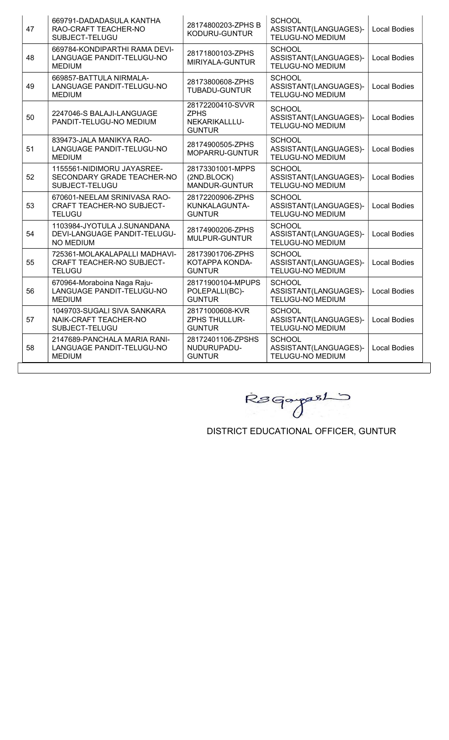| | | | | |
|---|---|---|---|---|
| 47 | 669791-DADADASULA KANTHA RAO-CRAFT TEACHER-NO SUBJECT-TELUGU | 28174800203-ZPHS B KODURU-GUNTUR | SCHOOL ASSISTANT(LANGUAGES)-TELUGU-NO MEDIUM | Local Bodies |
| 48 | 669784-KONDIPARTHI RAMA DEVI-LANGUAGE PANDIT-TELUGU-NO MEDIUM | 28171800103-ZPHS MIRIYALA-GUNTUR | SCHOOL ASSISTANT(LANGUAGES)-TELUGU-NO MEDIUM | Local Bodies |
| 49 | 669857-BATTULA NIRMALA-LANGUAGE PANDIT-TELUGU-NO MEDIUM | 28173800608-ZPHS TUBADU-GUNTUR | SCHOOL ASSISTANT(LANGUAGES)-TELUGU-NO MEDIUM | Local Bodies |
| 50 | 2247046-S BALAJI-LANGUAGE PANDIT-TELUGU-NO MEDIUM | 28172200410-SVVR ZPHS NEKARIKALLLU-GUNTUR | SCHOOL ASSISTANT(LANGUAGES)-TELUGU-NO MEDIUM | Local Bodies |
| 51 | 839473-JALA MANIKYA RAO-LANGUAGE PANDIT-TELUGU-NO MEDIUM | 28174900505-ZPHS MOPARRU-GUNTUR | SCHOOL ASSISTANT(LANGUAGES)-TELUGU-NO MEDIUM | Local Bodies |
| 52 | 1155561-NIDIMORU JAYASREE-SECONDARY GRADE TEACHER-NO SUBJECT-TELUGU | 28173301001-MPPS (2ND.BLOCK) MANDUR-GUNTUR | SCHOOL ASSISTANT(LANGUAGES)-TELUGU-NO MEDIUM | Local Bodies |
| 53 | 670601-NEELAM SRINIVASA RAO-CRAFT TEACHER-NO SUBJECT-TELUGU | 28172200906-ZPHS KUNKALAGUNTA-GUNTUR | SCHOOL ASSISTANT(LANGUAGES)-TELUGU-NO MEDIUM | Local Bodies |
| 54 | 1103984-JYOTULA J.SUNANDANA DEVI-LANGUAGE PANDIT-TELUGU-NO MEDIUM | 28174900206-ZPHS MULPUR-GUNTUR | SCHOOL ASSISTANT(LANGUAGES)-TELUGU-NO MEDIUM | Local Bodies |
| 55 | 725361-MOLAKALAPALLI MADHAVI-CRAFT TEACHER-NO SUBJECT-TELUGU | 28173901706-ZPHS KOTAPPA KONDA-GUNTUR | SCHOOL ASSISTANT(LANGUAGES)-TELUGU-NO MEDIUM | Local Bodies |
| 56 | 670964-Moraboina Naga Raju-LANGUAGE PANDIT-TELUGU-NO MEDIUM | 28171900104-MPUPS POLEPALLI(BC)-GUNTUR | SCHOOL ASSISTANT(LANGUAGES)-TELUGU-NO MEDIUM | Local Bodies |
| 57 | 1049703-SUGALI SIVA SANKARA NAIK-CRAFT TEACHER-NO SUBJECT-TELUGU | 28171000608-KVR ZPHS THULLUR-GUNTUR | SCHOOL ASSISTANT(LANGUAGES)-TELUGU-NO MEDIUM | Local Bodies |
| 58 | 2147689-PANCHALA MARIA RANI-LANGUAGE PANDIT-TELUGU-NO MEDIUM | 28172401106-ZPSHS NUDURUPADU-GUNTUR | SCHOOL ASSISTANT(LANGUAGES)-TELUGU-NO MEDIUM | Local Bodies |

RSGangasl

DISTRICT EDUCATIONAL OFFICER, GUNTUR